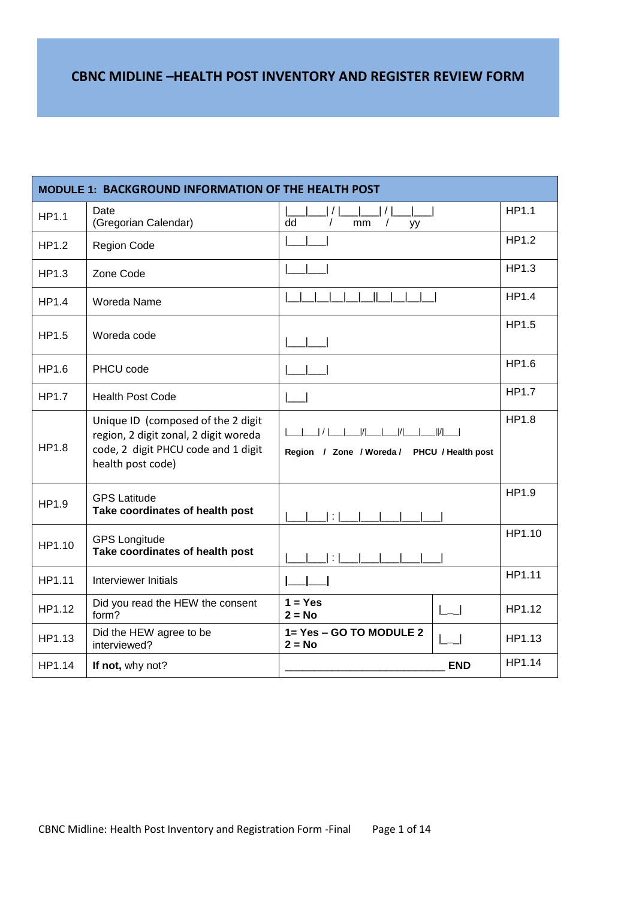# CBNC MIDLINE –HEALTH POST INVENTORY AND REGISTER REVIEW FORM

| MODULE 1: BACKGROUND INFORMATION OF THE HEALTH POST | | | | |
|---|---|---|---|---|
| HP1.1 | Date (Gregorian Calendar) | \|\_\_\_\|\_\_\_\| / \|\_\_\_\|\_\_\_\| / \|\_\_\_\|\_\_\_\| dd / mm / yy | | HP1.1 |
| HP1.2 | Region Code | \|\_\_\_\|\_\_\_\| | | HP1.2 |
| HP1.3 | Zone Code | \|\_\_\_\|\_\_\_\| | | HP1.3 |
| HP1.4 | Woreda Name | \|\_\_\|\_\_\|\_\_\|\_\_\|\_\_\|\_\_\|\|\_\_\|\_\_\|\_\_\|\_\_\| | | HP1.4 |
| HP1.5 | Woreda code | \|\_\_\_\|\_\_\_\| | | HP1.5 |
| HP1.6 | PHCU code | \|\_\_\_\|\_\_\_\| | | HP1.6 |
| HP1.7 | Health Post Code | \|\_\_\_\| | | HP1.7 |
| HP1.8 | Unique ID (composed of the 2 digit region, 2 digit zonal, 2 digit woreda code, 2 digit PHCU code and 1 digit health post code) | \|\_\_\_\|\_\_\_\| / \|\_\_\_\|\_\_\_\|/\|\_\_\_\|\_\_\_\|/\|\_\_\_\|\_\_\_\|\|/\|\_\_\_\| **Region / Zone / Woreda / PHCU / Health post** | | HP1.8 |
| HP1.9 | GPS Latitude **Take coordinates of health post** | \|\_\_\_\|\_\_\_\| : \|\_\_\_\|\_\_\_\|\_\_\_\|\_\_\_\|\_\_\_\|\_\_\_\| | | HP1.9 |
| HP1.10 | GPS Longitude **Take coordinates of health post** | \|\_\_\_\|\_\_\_\| : \|\_\_\_\|\_\_\_\|\_\_\_\|\_\_\_\|\_\_\_\|\_\_\_\| | | HP1.10 |
| HP1.11 | Interviewer Initials | \|\_\_\_\|\_\_\_\| | | HP1.11 |
| HP1.12 | Did you read the HEW the consent form? | **1 = Yes** **2 = No** | \|\_\_\| | HP1.12 |
| HP1.13 | Did the HEW agree to be interviewed? | **1= Yes – GO TO MODULE 2** **2 = No** | \|\_\_\| | HP1.13 |
| HP1.14 | **If not,** why not? | \_\_\_\_\_\_\_\_\_\_\_\_\_\_\_\_\_\_\_\_\_\_\_\_\_\_\_\_ **END** | | HP1.14 |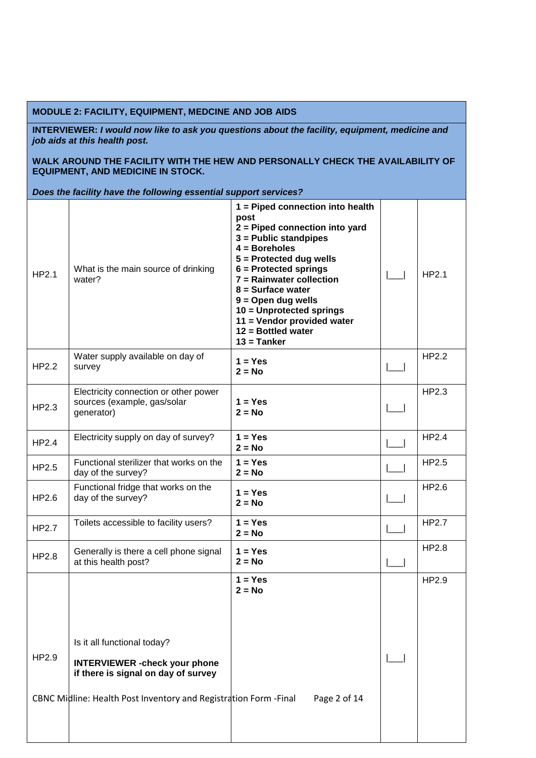## MODULE 2: FACILITY, EQUIPMENT, MEDCINE AND JOB AIDS

**INTERVIEWER:** ***I would now like to ask you questions about the facility, equipment, medicine and job aids at this health post.***

**WALK AROUND THE FACILITY WITH THE HEW AND PERSONALLY CHECK THE AVAILABILITY OF EQUIPMENT, AND MEDICINE IN STOCK.**

***Does the facility have the following essential support services?***

| | | | | |
|---|---|---|---|---|
| HP2.1 | What is the main source of drinking water? | **1 = Piped connection into health post**<br>**2 = Piped connection into yard**<br>**3 = Public standpipes**<br>**4 = Boreholes**<br>**5 = Protected dug wells**<br>**6 = Protected springs**<br>**7 = Rainwater collection**<br>**8 = Surface water**<br>**9 = Open dug wells**<br>**10 = Unprotected springs**<br>**11 = Vendor provided water**<br>**12 = Bottled water**<br>**13 = Tanker** | \|___\| | HP2.1 |
| HP2.2 | Water supply available on day of survey | **1 = Yes**<br>**2 = No** | \|___\| | HP2.2 |
| HP2.3 | Electricity connection or other power sources (example, gas/solar generator) | **1 = Yes**<br>**2 = No** | \|___\| | HP2.3 |
| HP2.4 | Electricity supply on day of survey? | **1 = Yes**<br>**2 = No** | \|___\| | HP2.4 |
| HP2.5 | Functional sterilizer that works on the day of the survey? | **1 = Yes**<br>**2 = No** | \|___\| | HP2.5 |
| HP2.6 | Functional fridge that works on the day of the survey? | **1 = Yes**<br>**2 = No** | \|___\| | HP2.6 |
| HP2.7 | Toilets accessible to facility users? | **1 = Yes**<br>**2 = No** | \|___\| | HP2.7 |
| HP2.8 | Generally is there a cell phone signal at this health post? | **1 = Yes**<br>**2 = No** | \|___\| | HP2.8 |
| HP2.9 | Is it all functional today?<br>**INTERVIEWER -check your phone if there is signal on day of survey** | **1 = Yes**<br>**2 = No** | \|___\| | HP2.9 |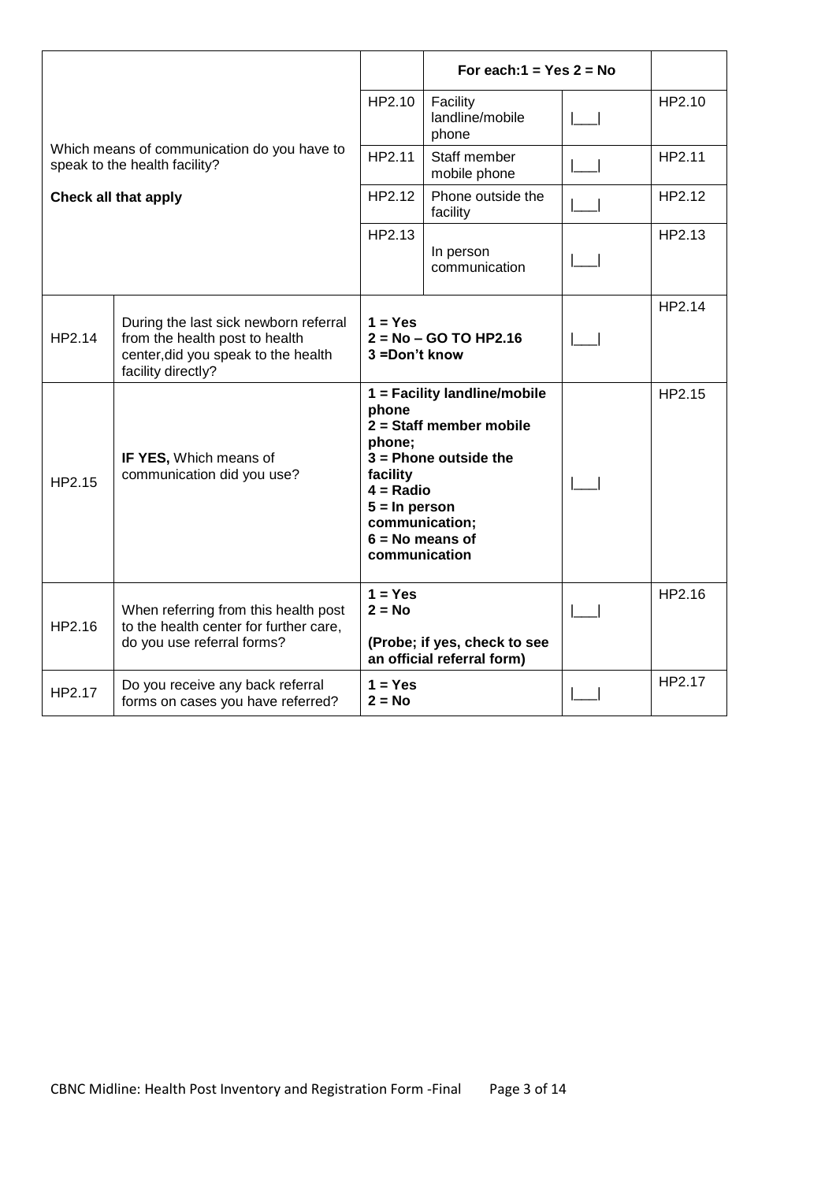| | | | For each:1 = Yes 2 = No | | |
|---|---|---|---|---|---|
| Which means of communication do you have to speak to the health facility?<br><br>**Check all that apply** | | HP2.10 | Facility landline/mobile phone | \|___\| | HP2.10 |
| | | HP2.11 | Staff member mobile phone | \|___\| | HP2.11 |
| | | HP2.12 | Phone outside the facility | \|___\| | HP2.12 |
| | | HP2.13 | In person communication | \|___\| | HP2.13 |
| HP2.14 | During the last sick newborn referral from the health post to health center,did you speak to the health facility directly? | **1 = Yes<br>2 = No – GO TO HP2.16<br>3 =Don't know** | | \|___\| | HP2.14 |
| HP2.15 | **IF YES,** Which means of communication did you use? | **1 = Facility landline/mobile phone<br>2 = Staff member mobile phone;<br>3 = Phone outside the facility<br>4 = Radio<br>5 = In person communication;<br>6 = No means of communication** | | \|___\| | HP2.15 |
| HP2.16 | When referring from this health post to the health center for further care, do you use referral forms? | **1 = Yes<br>2 = No<br><br>(Probe; if yes, check to see an official referral form)** | | \|___\| | HP2.16 |
| HP2.17 | Do you receive any back referral forms on cases you have referred? | **1 = Yes<br>2 = No** | | \|___\| | HP2.17 |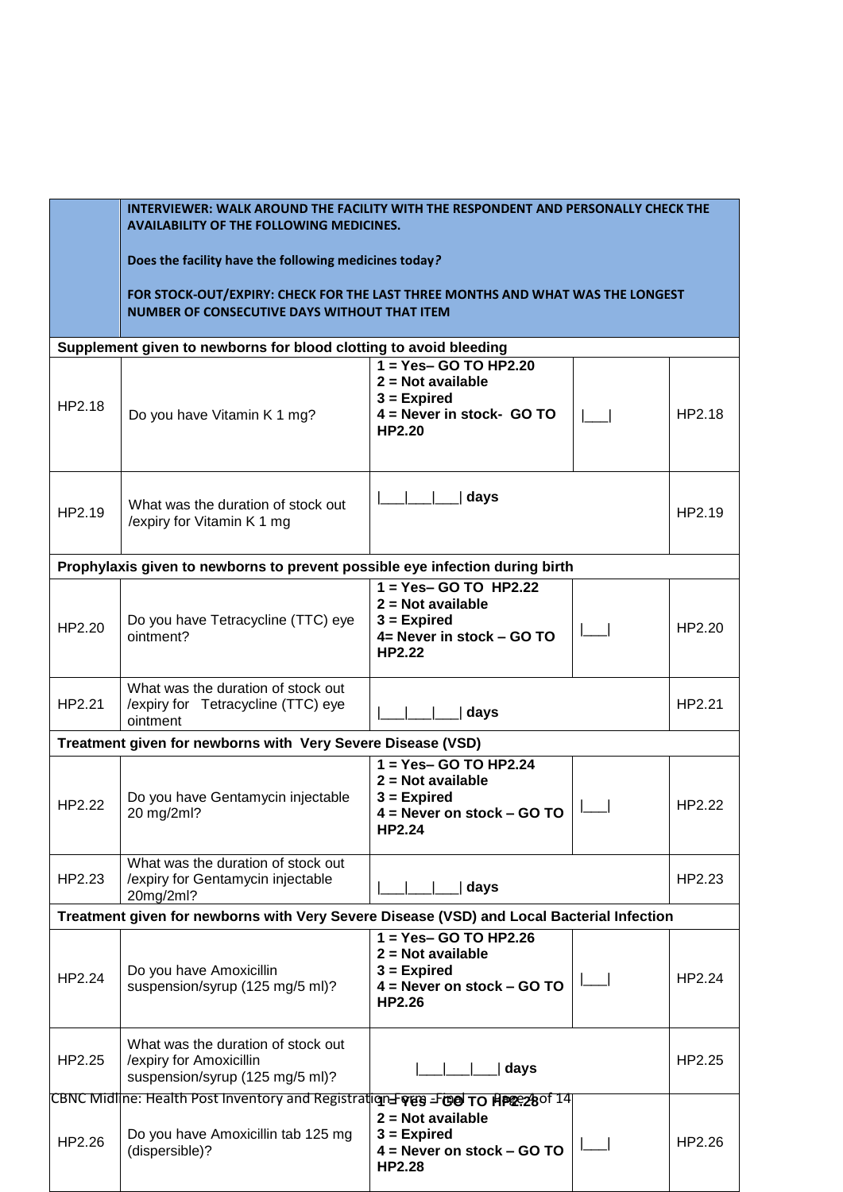| | | | | |
|---|---|---|---|---|
| | **INTERVIEWER: WALK AROUND THE FACILITY WITH THE RESPONDENT AND PERSONALLY CHECK THE AVAILABILITY OF THE FOLLOWING MEDICINES.**<br><br>**Does the facility have the following medicines today?**<br><br>**FOR STOCK-OUT/EXPIRY: CHECK FOR THE LAST THREE MONTHS AND WHAT WAS THE LONGEST NUMBER OF CONSECUTIVE DAYS WITHOUT THAT ITEM** | | | |
| **Supplement given to newborns for blood clotting to avoid bleeding** | | | | |
| HP2.18 | Do you have Vitamin K 1 mg? | **1 = Yes– GO TO HP2.20**<br>**2 = Not available**<br>**3 = Expired**<br>**4 = Never in stock- GO TO HP2.20** | \|___\| | HP2.18 |
| HP2.19 | What was the duration of stock out /expiry for Vitamin K 1 mg | \|___\|___\|___\| **days** | | HP2.19 |
| **Prophylaxis given to newborns to prevent possible eye infection during birth** | | | | |
| HP2.20 | Do you have Tetracycline (TTC) eye ointment? | **1 = Yes– GO TO HP2.22**<br>**2 = Not available**<br>**3 = Expired**<br>**4= Never in stock – GO TO HP2.22** | \|___\| | HP2.20 |
| HP2.21 | What was the duration of stock out /expiry for Tetracycline (TTC) eye ointment | \|___\|___\|___\| **days** | | HP2.21 |
| **Treatment given for newborns with Very Severe Disease (VSD)** | | | | |
| HP2.22 | Do you have Gentamycin injectable 20 mg/2ml? | **1 = Yes– GO TO HP2.24**<br>**2 = Not available**<br>**3 = Expired**<br>**4 = Never on stock – GO TO HP2.24** | \|___\| | HP2.22 |
| HP2.23 | What was the duration of stock out /expiry for Gentamycin injectable 20mg/2ml? | \|___\|___\|___\| **days** | | HP2.23 |
| **Treatment given for newborns with Very Severe Disease (VSD) and Local Bacterial Infection** | | | | |
| HP2.24 | Do you have Amoxicillin suspension/syrup (125 mg/5 ml)? | **1 = Yes– GO TO HP2.26**<br>**2 = Not available**<br>**3 = Expired**<br>**4 = Never on stock – GO TO HP2.26** | \|___\| | HP2.24 |
| HP2.25 | What was the duration of stock out /expiry for Amoxicillin suspension/syrup (125 mg/5 ml)? | \|___\|___\|___\| **days** | | HP2.25 |
| HP2.26 | Do you have Amoxicillin tab 125 mg (dispersible)? | **1 = Yes – GO TO HP2.28**<br>**2 = Not available**<br>**3 = Expired**<br>**4 = Never on stock – GO TO HP2.28** | \|___\| | HP2.26 |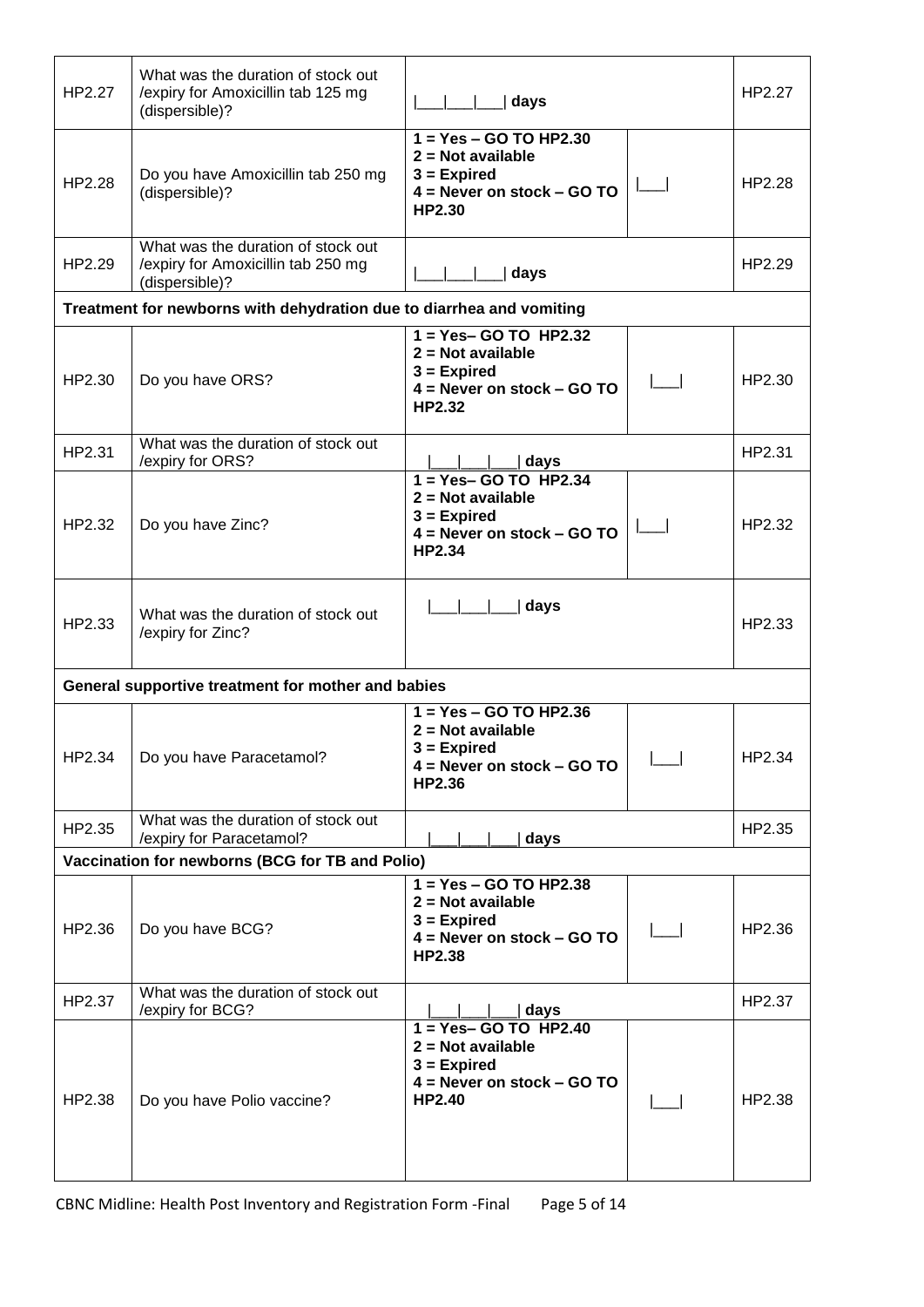| | | | | |
|---|---|---|---|---|
| HP2.27 | What was the duration of stock out /expiry for Amoxicillin tab 125 mg (dispersible)? | \|\_\_\_\|\_\_\_\|\_\_\_\| **days** | | HP2.27 |
| HP2.28 | Do you have Amoxicillin tab 250 mg (dispersible)? | **1 = Yes – GO TO HP2.30**<br>**2 = Not available**<br>**3 = Expired**<br>**4 = Never on stock – GO TO HP2.30** | \|\_\_\_\| | HP2.28 |
| HP2.29 | What was the duration of stock out /expiry for Amoxicillin tab 250 mg (dispersible)? | \|\_\_\_\|\_\_\_\|\_\_\_\| **days** | | HP2.29 |
| **Treatment for newborns with dehydration due to diarrhea and vomiting** | | | | |
| HP2.30 | Do you have ORS? | **1 = Yes– GO TO HP2.32**<br>**2 = Not available**<br>**3 = Expired**<br>**4 = Never on stock – GO TO HP2.32** | \|\_\_\_\| | HP2.30 |
| HP2.31 | What was the duration of stock out /expiry for ORS? | \|\_\_\_\|\_\_\_\|\_\_\_\| **days** | | HP2.31 |
| HP2.32 | Do you have Zinc? | **1 = Yes– GO TO HP2.34**<br>**2 = Not available**<br>**3 = Expired**<br>**4 = Never on stock – GO TO HP2.34** | \|\_\_\_\| | HP2.32 |
| HP2.33 | What was the duration of stock out /expiry for Zinc? | \|\_\_\_\|\_\_\_\|\_\_\_\| **days** | | HP2.33 |
| **General supportive treatment for mother and babies** | | | | |
| HP2.34 | Do you have Paracetamol? | **1 = Yes – GO TO HP2.36**<br>**2 = Not available**<br>**3 = Expired**<br>**4 = Never on stock – GO TO HP2.36** | \|\_\_\_\| | HP2.34 |
| HP2.35 | What was the duration of stock out /expiry for Paracetamol? | \|\_\_\_\|\_\_\_\|\_\_\_\| **days** | | HP2.35 |
| **Vaccination for newborns (BCG for TB and Polio)** | | | | |
| HP2.36 | Do you have BCG? | **1 = Yes – GO TO HP2.38**<br>**2 = Not available**<br>**3 = Expired**<br>**4 = Never on stock – GO TO HP2.38** | \|\_\_\_\| | HP2.36 |
| HP2.37 | What was the duration of stock out /expiry for BCG? | \|\_\_\_\|\_\_\_\|\_\_\_\| **days** | | HP2.37 |
| HP2.38 | Do you have Polio vaccine? | **1 = Yes– GO TO HP2.40**<br>**2 = Not available**<br>**3 = Expired**<br>**4 = Never on stock – GO TO HP2.40** | \|\_\_\_\| | HP2.38 |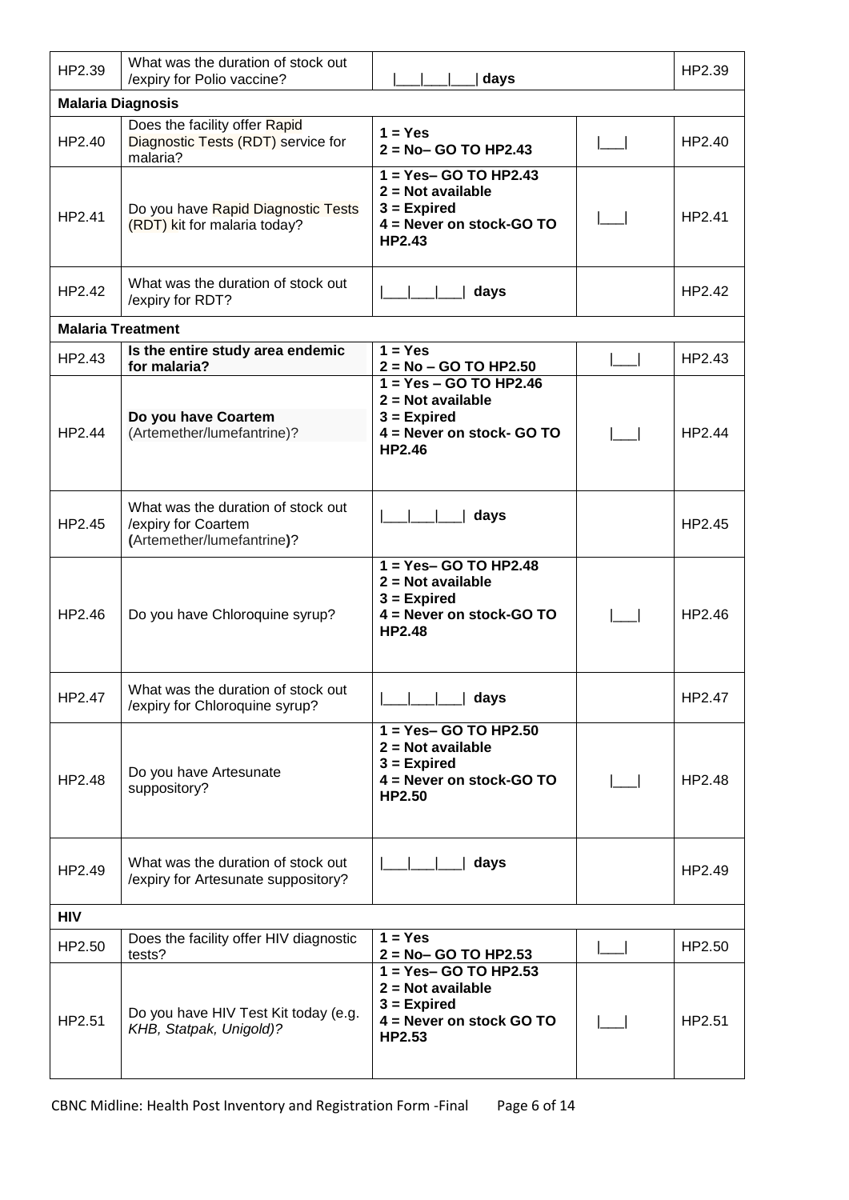| | | | | |
|---|---|---|---|---|
| HP2.39 | What was the duration of stock out /expiry for Polio vaccine? | \|\_\_\_\|\_\_\_\|\_\_\_\| **days** | | HP2.39 |
| **Malaria Diagnosis** | | | | |
| HP2.40 | Does the facility offer Rapid Diagnostic Tests (RDT) service for malaria? | **1 = Yes**<br>**2 = No– GO TO HP2.43** | \|\_\_\_\| | HP2.40 |
| HP2.41 | Do you have Rapid Diagnostic Tests (RDT) kit for malaria today? | **1 = Yes– GO TO HP2.43**<br>**2 = Not available**<br>**3 = Expired**<br>**4 = Never on stock-GO TO HP2.43** | \|\_\_\_\| | HP2.41 |
| HP2.42 | What was the duration of stock out /expiry for RDT? | \|\_\_\_\|\_\_\_\|\_\_\_\| **days** | | HP2.42 |
| **Malaria Treatment** | | | | |
| HP2.43 | **Is the entire study area endemic for malaria?** | **1 = Yes**<br>**2 = No – GO TO HP2.50** | \|\_\_\_\| | HP2.43 |
| HP2.44 | **Do you have Coartem** (Artemether/lumefantrine)? | **1 = Yes – GO TO HP2.46**<br>**2 = Not available**<br>**3 = Expired**<br>**4 = Never on stock- GO TO HP2.46** | \|\_\_\_\| | HP2.44 |
| HP2.45 | What was the duration of stock out /expiry for Coartem **(**Artemether/lumefantrine**)**? | \|\_\_\_\|\_\_\_\|\_\_\_\| **days** | | HP2.45 |
| HP2.46 | Do you have Chloroquine syrup? | **1 = Yes– GO TO HP2.48**<br>**2 = Not available**<br>**3 = Expired**<br>**4 = Never on stock-GO TO HP2.48** | \|\_\_\_\| | HP2.46 |
| HP2.47 | What was the duration of stock out /expiry for Chloroquine syrup? | \|\_\_\_\|\_\_\_\|\_\_\_\| **days** | | HP2.47 |
| HP2.48 | Do you have Artesunate suppository? | **1 = Yes– GO TO HP2.50**<br>**2 = Not available**<br>**3 = Expired**<br>**4 = Never on stock-GO TO HP2.50** | \|\_\_\_\| | HP2.48 |
| HP2.49 | What was the duration of stock out /expiry for Artesunate suppository? | \|\_\_\_\|\_\_\_\|\_\_\_\| **days** | | HP2.49 |
| **HIV** | | | | |
| HP2.50 | Does the facility offer HIV diagnostic tests? | **1 = Yes**<br>**2 = No– GO TO HP2.53** | \|\_\_\_\| | HP2.50 |
| HP2.51 | Do you have HIV Test Kit today (e.g. *KHB, Statpak, Unigold)?* | **1 = Yes– GO TO HP2.53**<br>**2 = Not available**<br>**3 = Expired**<br>**4 = Never on stock GO TO HP2.53** | \|\_\_\_\| | HP2.51 |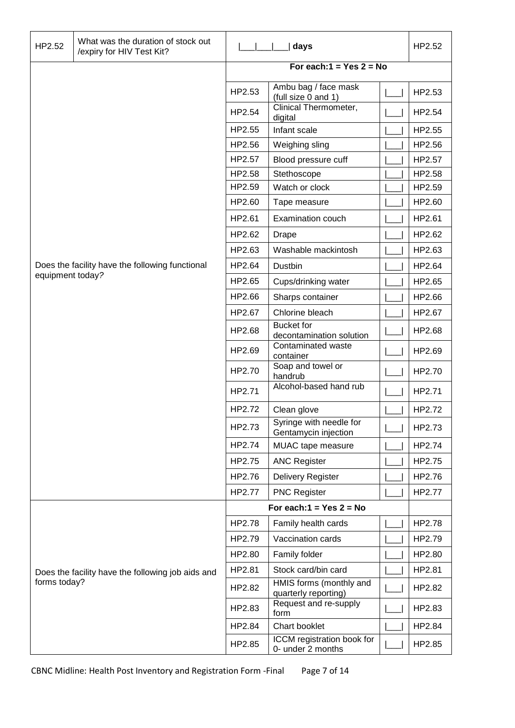| | | | | | |
|---|---|---|---|---|---|
| HP2.52 | What was the duration of stock out /expiry for HIV Test Kit? | \|___\|___\|___\| **days** | | | HP2.52 |
| | | **For each:1 = Yes 2 = No** | | | |
| Does the facility have the following functional equipment today? | | HP2.53 | Ambu bag / face mask (full size 0 and 1) | \|___\| | HP2.53 |
| | | HP2.54 | Clinical Thermometer, digital | \|___\| | HP2.54 |
| | | HP2.55 | Infant scale | \|___\| | HP2.55 |
| | | HP2.56 | Weighing sling | \|___\| | HP2.56 |
| | | HP2.57 | Blood pressure cuff | \|___\| | HP2.57 |
| | | HP2.58 | Stethoscope | \|___\| | HP2.58 |
| | | HP2.59 | Watch or clock | \|___\| | HP2.59 |
| | | HP2.60 | Tape measure | \|___\| | HP2.60 |
| | | HP2.61 | Examination couch | \|___\| | HP2.61 |
| | | HP2.62 | Drape | \|___\| | HP2.62 |
| | | HP2.63 | Washable mackintosh | \|___\| | HP2.63 |
| | | HP2.64 | Dustbin | \|___\| | HP2.64 |
| | | HP2.65 | Cups/drinking water | \|___\| | HP2.65 |
| | | HP2.66 | Sharps container | \|___\| | HP2.66 |
| | | HP2.67 | Chlorine bleach | \|___\| | HP2.67 |
| | | HP2.68 | Bucket for decontamination solution | \|___\| | HP2.68 |
| | | HP2.69 | Contaminated waste container | \|___\| | HP2.69 |
| | | HP2.70 | Soap and towel or handrub | \|___\| | HP2.70 |
| | | HP2.71 | Alcohol-based hand rub | \|___\| | HP2.71 |
| | | HP2.72 | Clean glove | \|___\| | HP2.72 |
| | | HP2.73 | Syringe with needle for Gentamycin injection | \|___\| | HP2.73 |
| | | HP2.74 | MUAC tape measure | \|___\| | HP2.74 |
| | | HP2.75 | ANC Register | \|___\| | HP2.75 |
| | | HP2.76 | Delivery Register | \|___\| | HP2.76 |
| | | HP2.77 | PNC Register | \|___\| | HP2.77 |
| | | **For each:1 = Yes 2 = No** | | | |
| Does the facility have the following job aids and forms today? | | HP2.78 | Family health cards | \|___\| | HP2.78 |
| | | HP2.79 | Vaccination cards | \|___\| | HP2.79 |
| | | HP2.80 | Family folder | \|___\| | HP2.80 |
| | | HP2.81 | Stock card/bin card | \|___\| | HP2.81 |
| | | HP2.82 | HMIS forms (monthly and quarterly reporting) | \|___\| | HP2.82 |
| | | HP2.83 | Request and re-supply form | \|___\| | HP2.83 |
| | | HP2.84 | Chart booklet | \|___\| | HP2.84 |
| | | HP2.85 | ICCM registration book for 0- under 2 months | \|___\| | HP2.85 |

CBNC Midline: Health Post Inventory and Registration Form -Final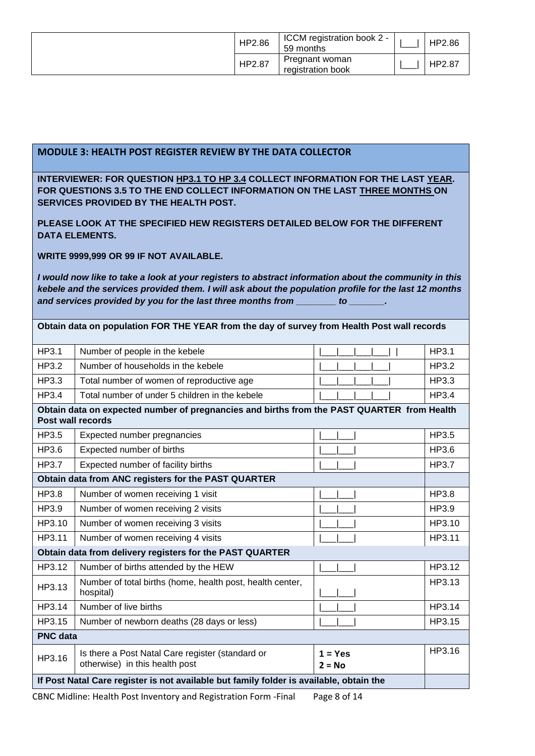| | HP2.86 | ICCM registration book 2 - 59 months | &#124;___&#124; | HP2.86 |
|---|---|---|---|---|
| | HP2.87 | Pregnant woman registration book | &#124;___&#124; | HP2.87 |

## MODULE 3: HEALTH POST REGISTER REVIEW BY THE DATA COLLECTOR

**INTERVIEWER: FOR QUESTION HP3.1 TO HP 3.4 COLLECT INFORMATION FOR THE LAST YEAR. FOR QUESTIONS 3.5 TO THE END COLLECT INFORMATION ON THE LAST THREE MONTHS ON SERVICES PROVIDED BY THE HEALTH POST.**

**PLEASE LOOK AT THE SPECIFIED HEW REGISTERS DETAILED BELOW FOR THE DIFFERENT DATA ELEMENTS.**

**WRITE 9999,999 OR 99 IF NOT AVAILABLE.**

***I would now like to take a look at your registers to abstract information about the community in this kebele and the services provided them. I will ask about the population profile for the last 12 months and services provided by you for the last three months from ________ to _______.***

| **Obtain data on population FOR THE YEAR from the day of survey from Health Post wall records** | | | |
|---|---|---|---|
| HP3.1 | Number of people in the kebele | &#124;___&#124;___&#124;___&#124;___&#124;___&#124; &#124; | HP3.1 |
| HP3.2 | Number of households in the kebele | &#124;___&#124;___&#124;___&#124;___&#124;___&#124; | HP3.2 |
| HP3.3 | Total number of women of reproductive age | &#124;___&#124;___&#124;___&#124;___&#124;___&#124; | HP3.3 |
| HP3.4 | Total number of under 5 children in the kebele | &#124;___&#124;___&#124;___&#124;___&#124;___&#124; | HP3.4 |
| **Obtain data on expected number of pregnancies and births from the PAST QUARTER from Health Post wall records** | | | |
| HP3.5 | Expected number pregnancies | &#124;___&#124;___&#124; | HP3.5 |
| HP3.6 | Expected number of births | &#124;___&#124;___&#124; | HP3.6 |
| HP3.7 | Expected number of facility births | &#124;___&#124;___&#124; | HP3.7 |
| **Obtain data from ANC registers for the PAST QUARTER** | | | |
| HP3.8 | Number of women receiving 1 visit | &#124;___&#124;___&#124; | HP3.8 |
| HP3.9 | Number of women receiving 2 visits | &#124;___&#124;___&#124; | HP3.9 |
| HP3.10 | Number of women receiving 3 visits | &#124;___&#124;___&#124; | HP3.10 |
| HP3.11 | Number of women receiving 4 visits | &#124;___&#124;___&#124; | HP3.11 |
| **Obtain data from delivery registers for the PAST QUARTER** | | | |
| HP3.12 | Number of births attended by the HEW | &#124;___&#124;___&#124; | HP3.12 |
| HP3.13 | Number of total births (home, health post, health center, hospital) | &#124;___&#124;___&#124; | HP3.13 |
| HP3.14 | Number of live births | &#124;___&#124;___&#124; | HP3.14 |
| HP3.15 | Number of newborn deaths (28 days or less) | &#124;___&#124;___&#124; | HP3.15 |
| **PNC data** | | | |
| HP3.16 | Is there a Post Natal Care register (standard or otherwise) in this health post | **1 = Yes**<br>**2 = No** | HP3.16 |
| **If Post Natal Care register is not available but family folder is available, obtain the** | | | |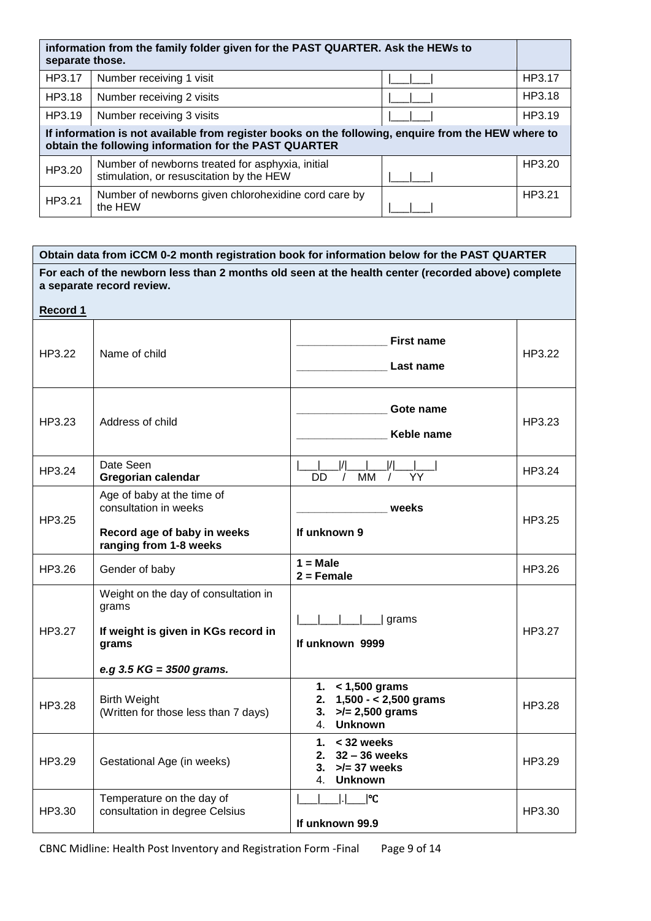| information from the family folder given for the PAST QUARTER. Ask the HEWs to separate those. | | | |
|---|---|---|---|
| HP3.17 | Number receiving 1 visit | \|___\|___\| | HP3.17 |
| HP3.18 | Number receiving 2 visits | \|___\|___\| | HP3.18 |
| HP3.19 | Number receiving 3 visits | \|___\|___\| | HP3.19 |
| **If information is not available from register books on the following, enquire from the HEW where to obtain the following information for the PAST QUARTER** | | | |
| HP3.20 | Number of newborns treated for asphyxia, initial stimulation, or resuscitation by the HEW | \|___\|___\| | HP3.20 |
| HP3.21 | Number of newborns given chlorohexidine cord care by the HEW | \|___\|___\| | HP3.21 |

| **Obtain data from iCCM 0-2 month registration book for information below for the PAST QUARTER** | | | |
|---|---|---|---|
| **For each of the newborn less than 2 months old seen at the health center (recorded above) complete a separate record review.**<br><br>**Record 1** | | | |
| HP3.22 | Name of child | _______________ **First name**<br>_______________ **Last name** | HP3.22 |
| HP3.23 | Address of child | _______________ **Gote name**<br>_______________ **Keble name** | HP3.23 |
| HP3.24 | Date Seen<br>**Gregorian calendar** | \|___\|___\|/\|___\|___\|/\|___\|___\|<br>DD / MM / YY | HP3.24 |
| HP3.25 | Age of baby at the time of consultation in weeks<br>**Record age of baby in weeks ranging from 1-8 weeks** | _______________ **weeks**<br>**If unknown 9** | HP3.25 |
| HP3.26 | Gender of baby | **1 = Male**<br>**2 = Female** | HP3.26 |
| HP3.27 | Weight on the day of consultation in grams<br>**If weight is given in KGs record in grams**<br>***e.g 3.5 KG = 3500 grams.*** | \|___\|___\|___\|___\| grams<br>**If unknown 9999** | HP3.27 |
| HP3.28 | Birth Weight<br>(Written for those less than 7 days) | 1. **< 1,500 grams**<br>2. **1,500 - < 2,500 grams**<br>3. **>/= 2,500 grams**<br>4. **Unknown** | HP3.28 |
| HP3.29 | Gestational Age (in weeks) | 1. **< 32 weeks**<br>2. **32 – 36 weeks**<br>3. **>/= 37 weeks**<br>4. **Unknown** | HP3.29 |
| HP3.30 | Temperature on the day of consultation in degree Celsius | \|___\|___\|.\|___\|℃<br>**If unknown 99.9** | HP3.30 |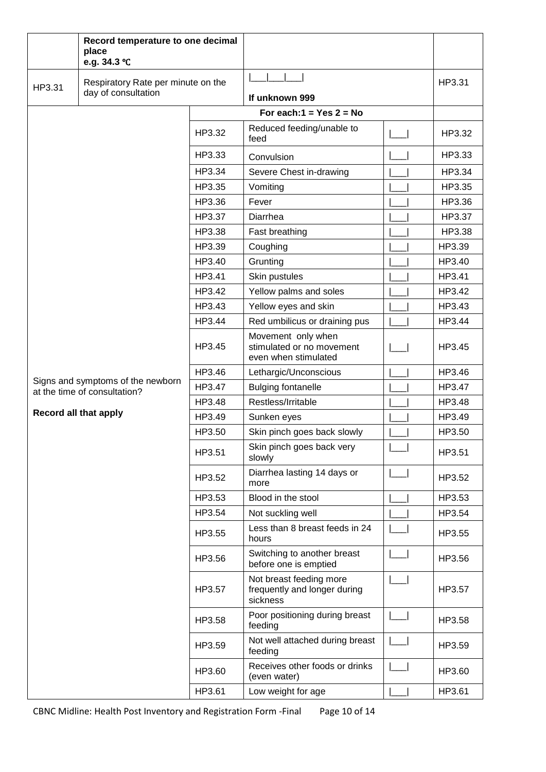| | Record temperature to one decimal place<br>e.g. 34.3 ℃ | | | | |
|---|---|---|---|---|---|
| HP3.31 | Respiratory Rate per minute on the day of consultation | | \|\_\_\_\|\_\_\_\|\_\_\_\|<br>**If unknown 999** | | HP3.31 |
| | | | **For each:1 = Yes 2 = No** | | |
| Signs and symptoms of the newborn at the time of consultation?<br><br>**Record all that apply** | | HP3.32 | Reduced feeding/unable to feed | \|\_\_\_\| | HP3.32 |
| | | HP3.33 | Convulsion | \|\_\_\_\| | HP3.33 |
| | | HP3.34 | Severe Chest in-drawing | \|\_\_\_\| | HP3.34 |
| | | HP3.35 | Vomiting | \|\_\_\_\| | HP3.35 |
| | | HP3.36 | Fever | \|\_\_\_\| | HP3.36 |
| | | HP3.37 | Diarrhea | \|\_\_\_\| | HP3.37 |
| | | HP3.38 | Fast breathing | \|\_\_\_\| | HP3.38 |
| | | HP3.39 | Coughing | \|\_\_\_\| | HP3.39 |
| | | HP3.40 | Grunting | \|\_\_\_\| | HP3.40 |
| | | HP3.41 | Skin pustules | \|\_\_\_\| | HP3.41 |
| | | HP3.42 | Yellow palms and soles | \|\_\_\_\| | HP3.42 |
| | | HP3.43 | Yellow eyes and skin | \|\_\_\_\| | HP3.43 |
| | | HP3.44 | Red umbilicus or draining pus | \|\_\_\_\| | HP3.44 |
| | | HP3.45 | Movement only when stimulated or no movement even when stimulated | \|\_\_\_\| | HP3.45 |
| | | HP3.46 | Lethargic/Unconscious | \|\_\_\_\| | HP3.46 |
| | | HP3.47 | Bulging fontanelle | \|\_\_\_\| | HP3.47 |
| | | HP3.48 | Restless/Irritable | \|\_\_\_\| | HP3.48 |
| | | HP3.49 | Sunken eyes | \|\_\_\_\| | HP3.49 |
| | | HP3.50 | Skin pinch goes back slowly | \|\_\_\_\| | HP3.50 |
| | | HP3.51 | Skin pinch goes back very slowly | \|\_\_\_\| | HP3.51 |
| | | HP3.52 | Diarrhea lasting 14 days or more | \|\_\_\_\| | HP3.52 |
| | | HP3.53 | Blood in the stool | \|\_\_\_\| | HP3.53 |
| | | HP3.54 | Not suckling well | \|\_\_\_\| | HP3.54 |
| | | HP3.55 | Less than 8 breast feeds in 24 hours | \|\_\_\_\| | HP3.55 |
| | | HP3.56 | Switching to another breast before one is emptied | \|\_\_\_\| | HP3.56 |
| | | HP3.57 | Not breast feeding more frequently and longer during sickness | \|\_\_\_\| | HP3.57 |
| | | HP3.58 | Poor positioning during breast feeding | \|\_\_\_\| | HP3.58 |
| | | HP3.59 | Not well attached during breast feeding | \|\_\_\_\| | HP3.59 |
| | | HP3.60 | Receives other foods or drinks (even water) | \|\_\_\_\| | HP3.60 |
| | | HP3.61 | Low weight for age | \|\_\_\_\| | HP3.61 |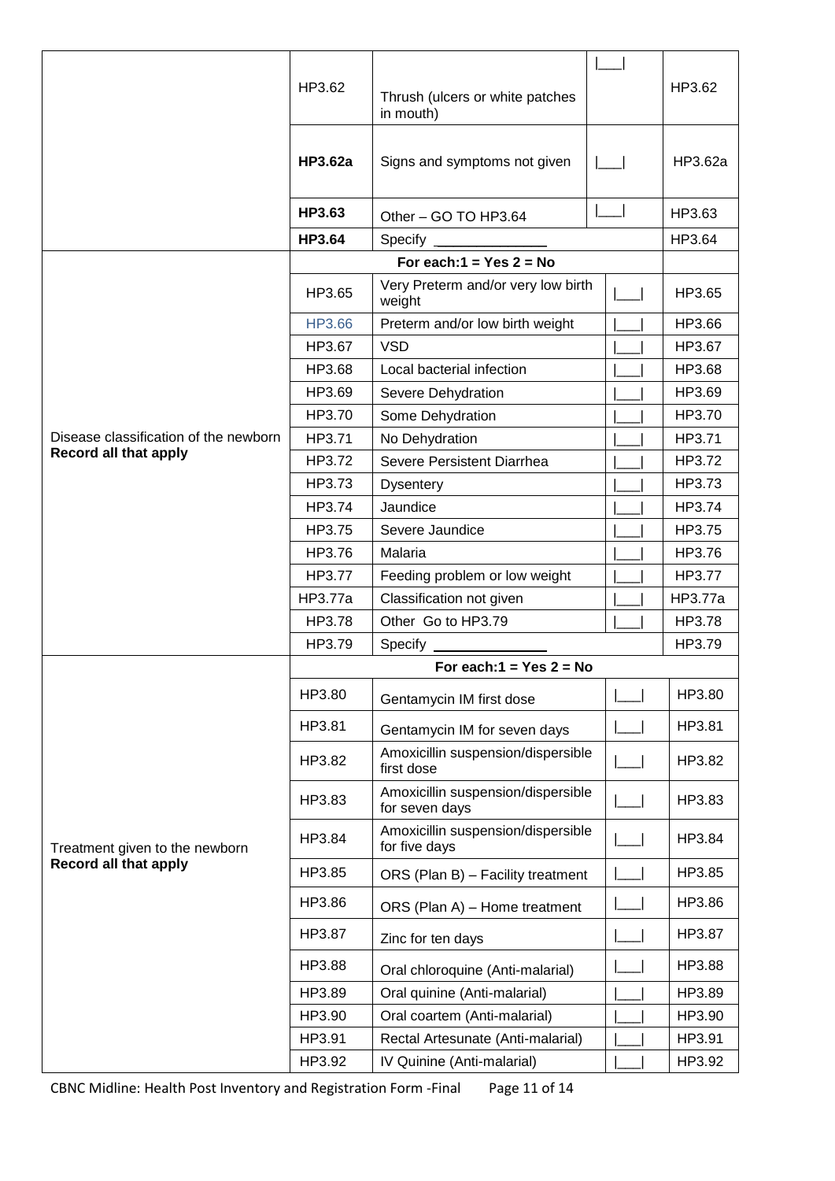| | | | | |
|---|---|---|---|---|
| | HP3.62 | Thrush (ulcers or white patches in mouth) | \|___\| | HP3.62 |
| | **HP3.62a** | Signs and symptoms not given | \|___\| | HP3.62a |
| | **HP3.63** | Other – GO TO HP3.64 | \|___\| | HP3.63 |
| | **HP3.64** | Specify _______________ | | HP3.64 |
| Disease classification of the newborn **Record all that apply** | | **For each:1 = Yes 2 = No** | | |
| | HP3.65 | Very Preterm and/or very low birth weight | \|___\| | HP3.65 |
| | HP3.66 | Preterm and/or low birth weight | \|___\| | HP3.66 |
| | HP3.67 | VSD | \|___\| | HP3.67 |
| | HP3.68 | Local bacterial infection | \|___\| | HP3.68 |
| | HP3.69 | Severe Dehydration | \|___\| | HP3.69 |
| | HP3.70 | Some Dehydration | \|___\| | HP3.70 |
| | HP3.71 | No Dehydration | \|___\| | HP3.71 |
| | HP3.72 | Severe Persistent Diarrhea | \|___\| | HP3.72 |
| | HP3.73 | Dysentery | \|___\| | HP3.73 |
| | HP3.74 | Jaundice | \|___\| | HP3.74 |
| | HP3.75 | Severe Jaundice | \|___\| | HP3.75 |
| | HP3.76 | Malaria | \|___\| | HP3.76 |
| | HP3.77 | Feeding problem or low weight | \|___\| | HP3.77 |
| | HP3.77a | Classification not given | \|___\| | HP3.77a |
| | HP3.78 | Other Go to HP3.79 | \|___\| | HP3.78 |
| | HP3.79 | Specify _______________ | | HP3.79 |
| Treatment given to the newborn **Record all that apply** | | **For each:1 = Yes 2 = No** | | |
| | HP3.80 | Gentamycin IM first dose | \|___\| | HP3.80 |
| | HP3.81 | Gentamycin IM for seven days | \|___\| | HP3.81 |
| | HP3.82 | Amoxicillin suspension/dispersible first dose | \|___\| | HP3.82 |
| | HP3.83 | Amoxicillin suspension/dispersible for seven days | \|___\| | HP3.83 |
| | HP3.84 | Amoxicillin suspension/dispersible for five days | \|___\| | HP3.84 |
| | HP3.85 | ORS (Plan B) – Facility treatment | \|___\| | HP3.85 |
| | HP3.86 | ORS (Plan A) – Home treatment | \|___\| | HP3.86 |
| | HP3.87 | Zinc for ten days | \|___\| | HP3.87 |
| | HP3.88 | Oral chloroquine (Anti-malarial) | \|___\| | HP3.88 |
| | HP3.89 | Oral quinine (Anti-malarial) | \|___\| | HP3.89 |
| | HP3.90 | Oral coartem (Anti-malarial) | \|___\| | HP3.90 |
| | HP3.91 | Rectal Artesunate (Anti-malarial) | \|___\| | HP3.91 |
| | HP3.92 | IV Quinine (Anti-malarial) | \|___\| | HP3.92 |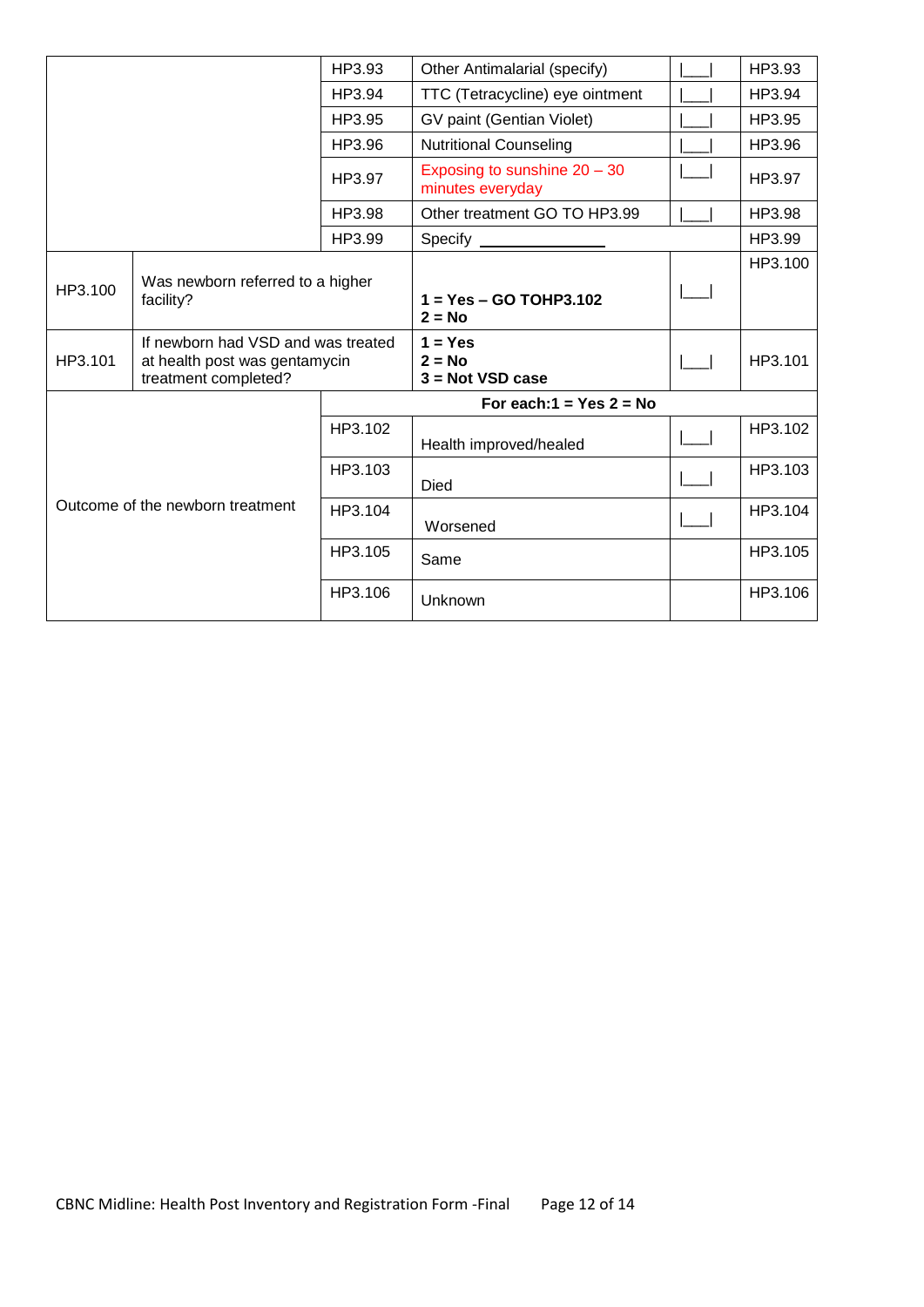| | | | | | |
|---|---|---|---|---|---|
| | | HP3.93 | Other Antimalarial (specify) | \|___\| | HP3.93 |
| | | HP3.94 | TTC (Tetracycline) eye ointment | \|___\| | HP3.94 |
| | | HP3.95 | GV paint (Gentian Violet) | \|___\| | HP3.95 |
| | | HP3.96 | Nutritional Counseling | \|___\| | HP3.96 |
| | | HP3.97 | Exposing to sunshine 20 – 30 minutes everyday | \|___\| | HP3.97 |
| | | HP3.98 | Other treatment GO TO HP3.99 | \|___\| | HP3.98 |
| | | HP3.99 | Specify ______________ | | HP3.99 |
| HP3.100 | Was newborn referred to a higher facility? | | **1 = Yes – GO TOHP3.102**<br>**2 = No** | \|___\| | HP3.100 |
| HP3.101 | If newborn had VSD and was treated at health post was gentamycin treatment completed? | | **1 = Yes**<br>**2 = No**<br>**3 = Not VSD case** | \|___\| | HP3.101 |
| Outcome of the newborn treatment | | | **For each:1 = Yes 2 = No** | | |
| | | HP3.102 | Health improved/healed | \|___\| | HP3.102 |
| | | HP3.103 | Died | \|___\| | HP3.103 |
| | | HP3.104 | Worsened | \|___\| | HP3.104 |
| | | HP3.105 | Same | | HP3.105 |
| | | HP3.106 | Unknown | | HP3.106 |